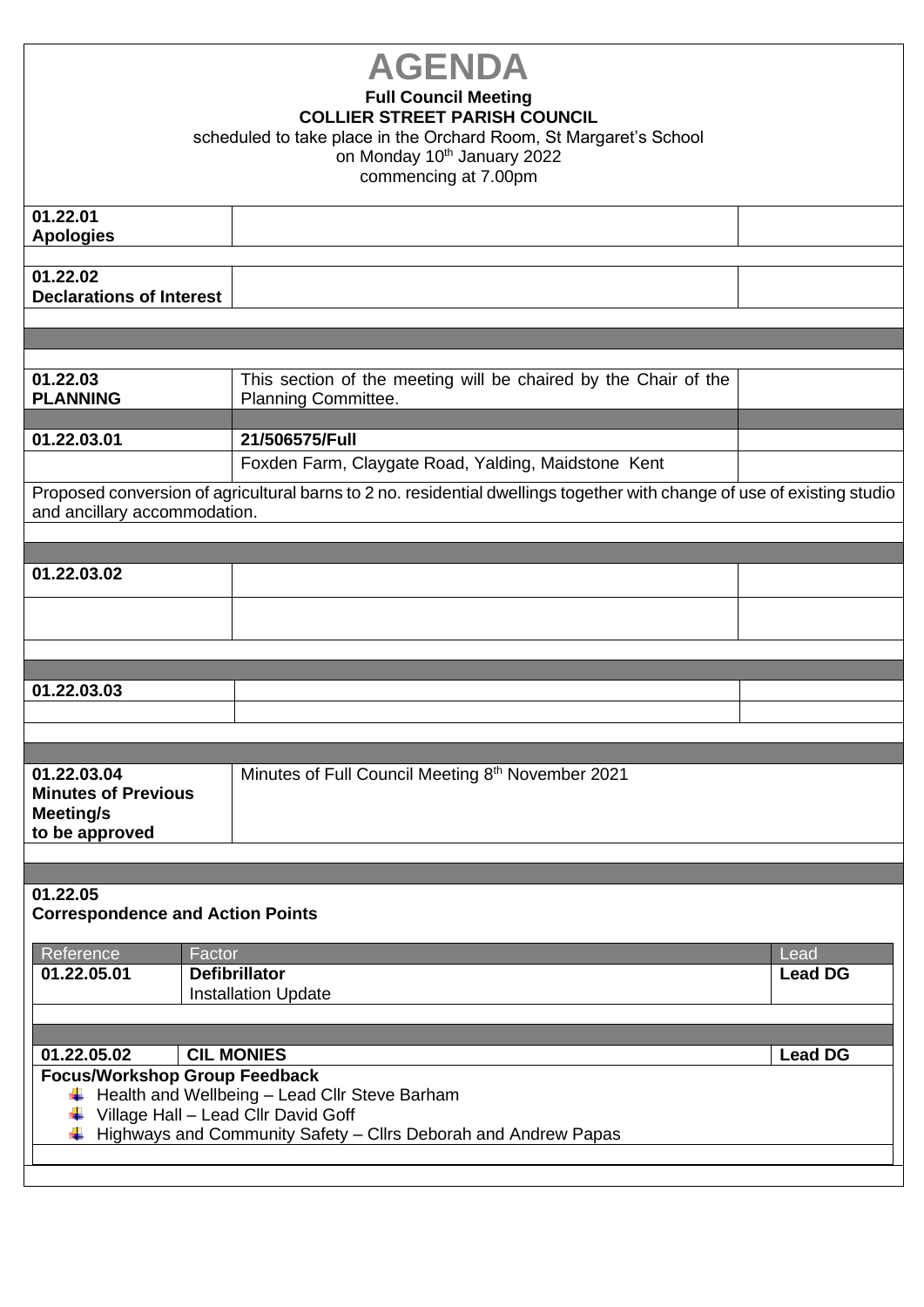# AGENDA

**Full Council Meeting**
**COLLIER STREET PARISH COUNCIL**
scheduled to take place in the Orchard Room, St Margaret's School
on Monday 10th January 2022
commencing at 7.00pm

| | | |
|---|---|---|
| **01.22.01 Apologies** | | |
| **01.22.02 Declarations of Interest** | | |
| **01.22.03 PLANNING** | This section of the meeting will be chaired by the Chair of the Planning Committee. | |
| **01.22.03.01** | **21/506575/Full** | |
| | Foxden Farm, Claygate Road, Yalding, Maidstone Kent | |

Proposed conversion of agricultural barns to 2 no. residential dwellings together with change of use of existing studio and ancillary accommodation.

| | | |
|---|---|---|
| **01.22.03.02** | | |
| | | |
| **01.22.03.03** | | |
| | | |
| **01.22.03.04 Minutes of Previous Meeting/s to be approved** | Minutes of Full Council Meeting 8th November 2021 | |

**01.22.05**
**Correspondence and Action Points**

| Reference | Factor | Lead |
|---|---|---|
| **01.22.05.01** | **Defibrillator** Installation Update | **Lead DG** |
| **01.22.05.02** | **CIL MONIES** | **Lead DG** |

**Focus/Workshop Group Feedback**

- Health and Wellbeing – Lead Cllr Steve Barham
- Village Hall – Lead Cllr David Goff
- Highways and Community Safety – Cllrs Deborah and Andrew Papas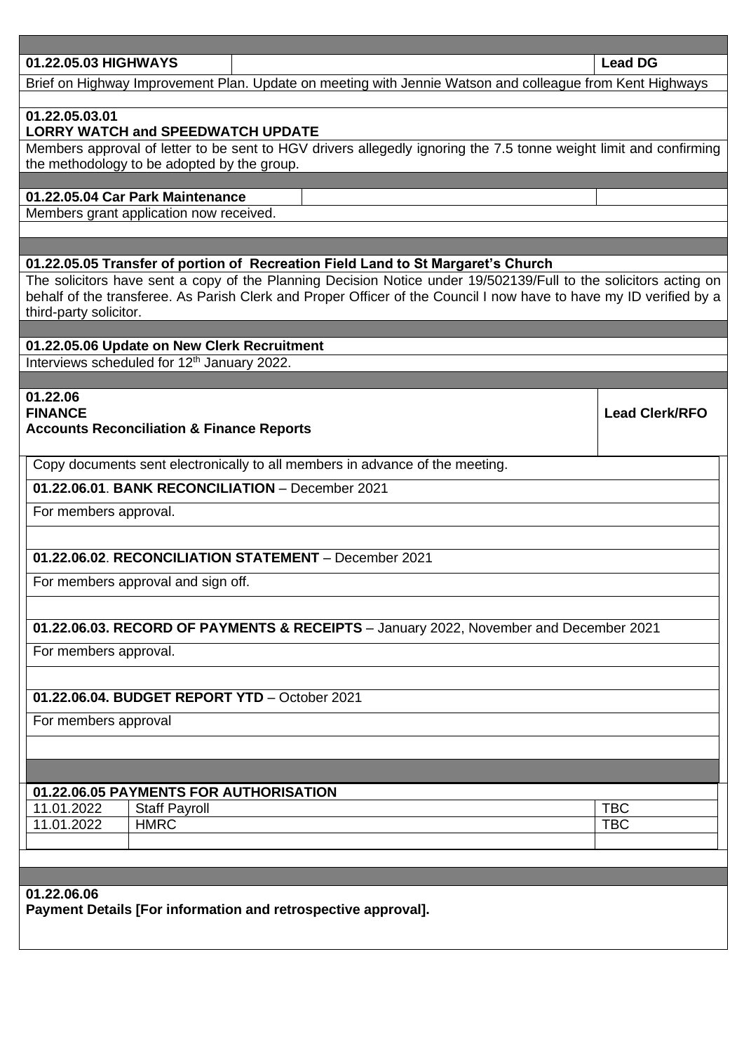| **01.22.05.03 HIGHWAYS** | | **Lead DG** |
|---|---|---|

Brief on Highway Improvement Plan. Update on meeting with Jennie Watson and colleague from Kent Highways

**01.22.05.03.01**
**LORRY WATCH and SPEEDWATCH UPDATE**

Members approval of letter to be sent to HGV drivers allegedly ignoring the 7.5 tonne weight limit and confirming the methodology to be adopted by the group.

**01.22.05.04 Car Park Maintenance**

Members grant application now received.

**01.22.05.05 Transfer of portion of Recreation Field Land to St Margaret's Church**

The solicitors have sent a copy of the Planning Decision Notice under 19/502139/Full to the solicitors acting on behalf of the transferee. As Parish Clerk and Proper Officer of the Council I now have to have my ID verified by a third-party solicitor.

**01.22.05.06 Update on New Clerk Recruitment**

Interviews scheduled for 12th January 2022.

| **01.22.06**<br>**FINANCE**<br>**Accounts Reconciliation & Finance Reports** | **Lead Clerk/RFO** |
|---|---|

Copy documents sent electronically to all members in advance of the meeting.

**01.22.06.01. BANK RECONCILIATION** – December 2021

For members approval.

**01.22.06.02. RECONCILIATION STATEMENT** – December 2021

For members approval and sign off.

**01.22.06.03. RECORD OF PAYMENTS & RECEIPTS** – January 2022, November and December 2021

For members approval.

**01.22.06.04. BUDGET REPORT YTD** – October 2021

For members approval

**01.22.06.05 PAYMENTS FOR AUTHORISATION**

| | | |
|---|---|---|
| 11.01.2022 | Staff Payroll | TBC |
| 11.01.2022 | HMRC | TBC |
| | | |

**01.22.06.06**
**Payment Details [For information and retrospective approval].**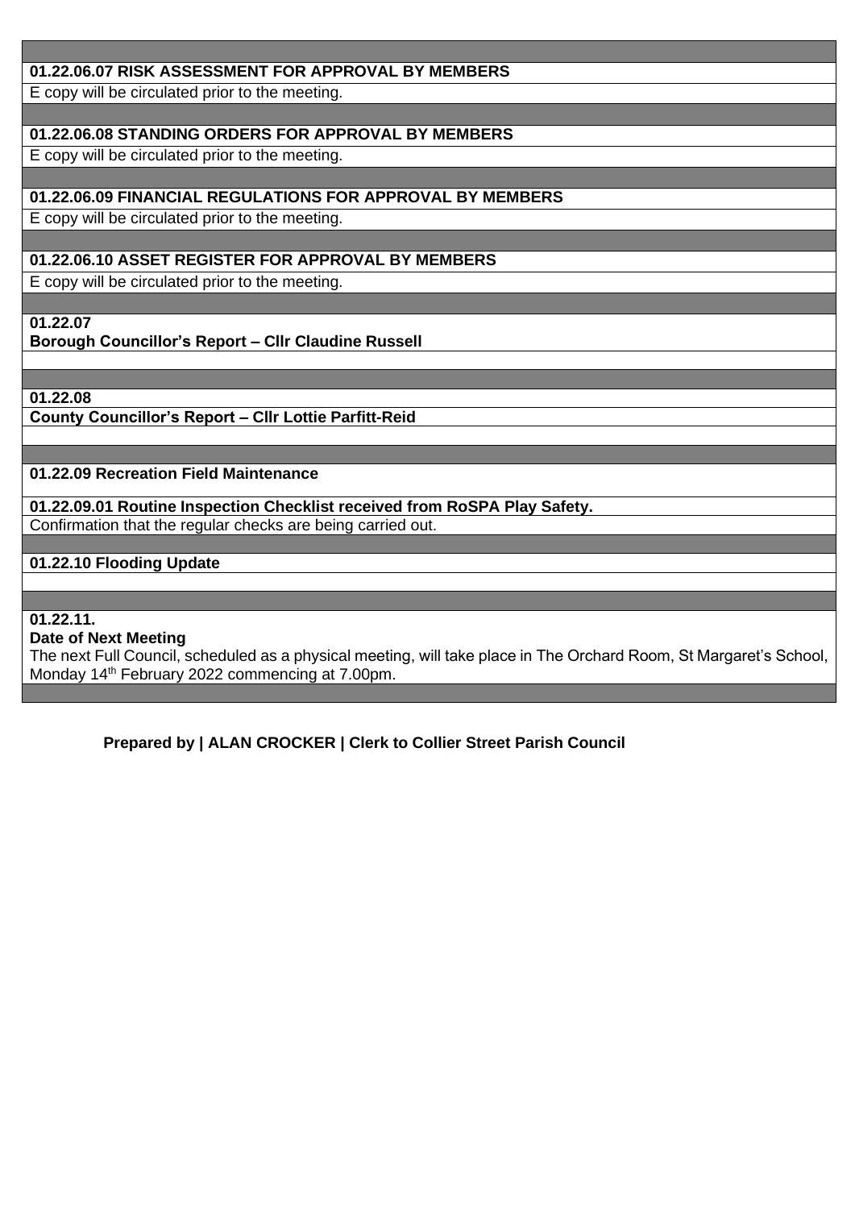**01.22.06.07 RISK ASSESSMENT FOR APPROVAL BY MEMBERS**

E copy will be circulated prior to the meeting.

**01.22.06.08 STANDING ORDERS FOR APPROVAL BY MEMBERS**

E copy will be circulated prior to the meeting.

**01.22.06.09 FINANCIAL REGULATIONS FOR APPROVAL BY MEMBERS**

E copy will be circulated prior to the meeting.

**01.22.06.10 ASSET REGISTER FOR APPROVAL BY MEMBERS**

E copy will be circulated prior to the meeting.

**01.22.07**
**Borough Councillor's Report – Cllr Claudine Russell**

**01.22.08**
**County Councillor's Report – Cllr Lottie Parfitt-Reid**

**01.22.09 Recreation Field Maintenance**

**01.22.09.01 Routine Inspection Checklist received from RoSPA Play Safety.**

Confirmation that the regular checks are being carried out.

**01.22.10 Flooding Update**

**01.22.11.**
**Date of Next Meeting**

The next Full Council, scheduled as a physical meeting, will take place in The Orchard Room, St Margaret's School, Monday 14th February 2022 commencing at 7.00pm.

**Prepared by | ALAN CROCKER | Clerk to Collier Street Parish Council**